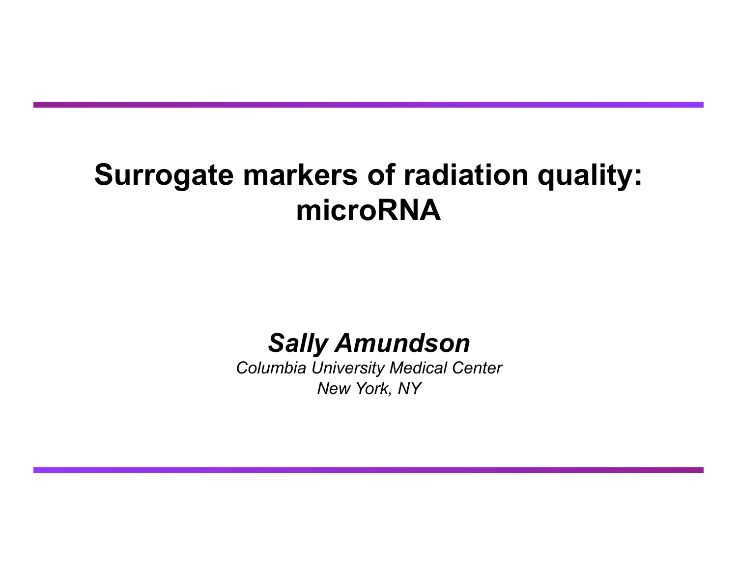# Surrogate markers of radiation quality: microRNA

***Sally Amundson***

*Columbia University Medical Center*

*New York, NY*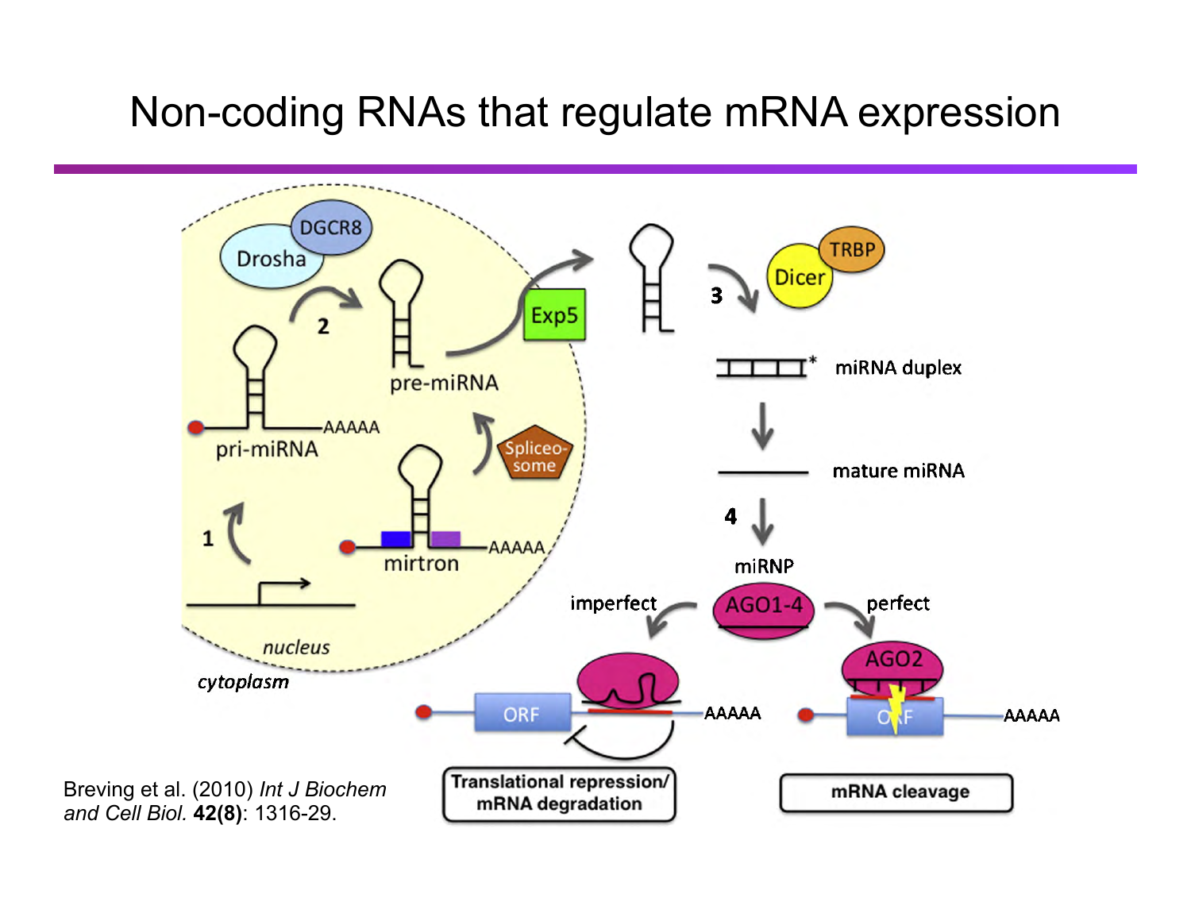# Non-coding RNAs that regulate mRNA expression

DGCR8

Drosha

2

pre-miRNA

Exp5

3

Dicer

TRBP

miRNA duplex

pri-miRNA

AAAAA

Spliceo-some

mature miRNA

1

mirtron

AAAAA

4

miRNP

nucleus

imperfect

AGO1-4

perfect

cytoplasm

AGO2

ORF

AAAAA

ORF

AAAAA

Translational repression/ mRNA degradation

mRNA cleavage

Breving et al. (2010) *Int J Biochem and Cell Biol.* **42(8)**: 1316-29.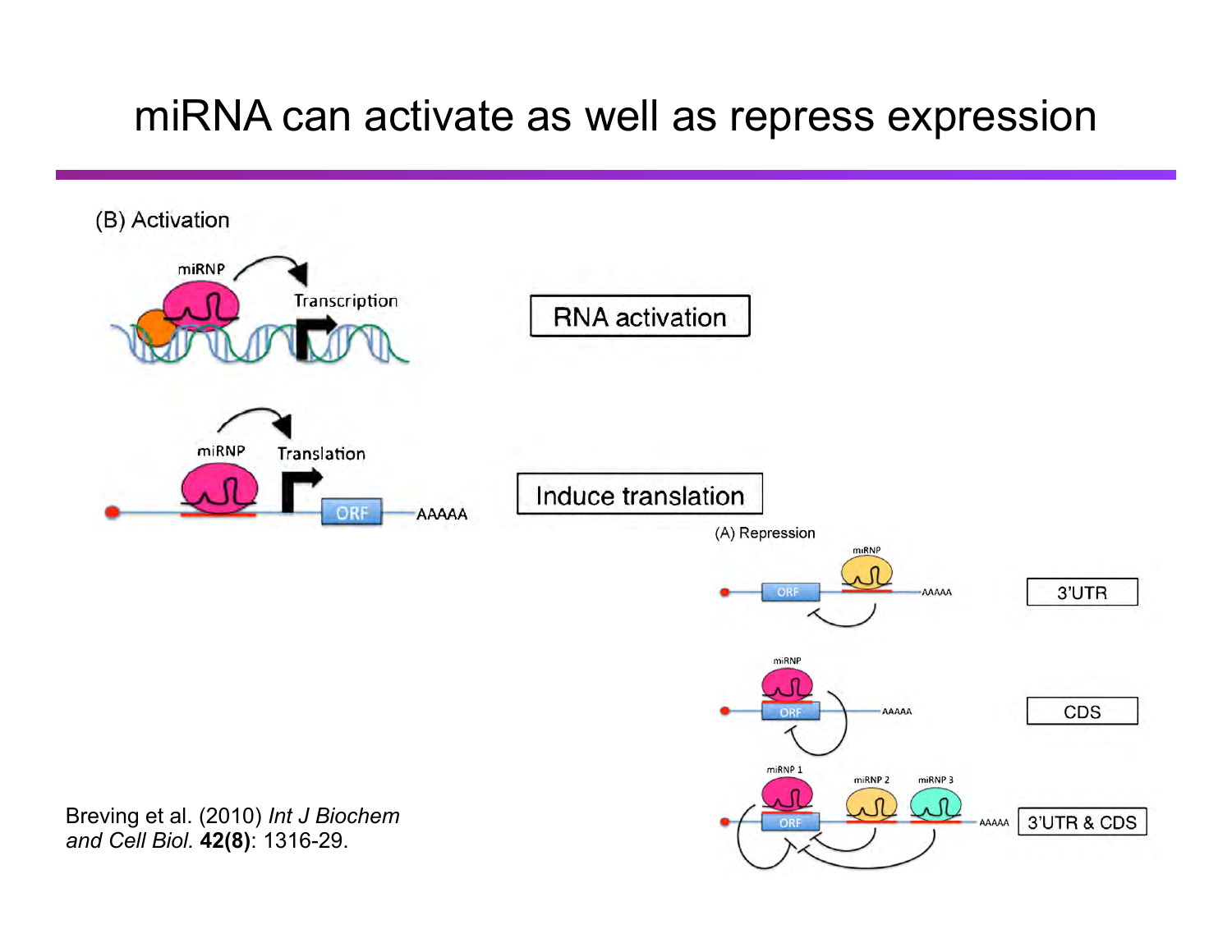# miRNA can activate as well as repress expression

(B) Activation

miRNP → Transcription

RNA activation

miRNP → Translation

ORF AAAAA

Induce translation

(A) Repression

miRNP — ORF — AAAAA

3'UTR

miRNP — ORF — AAAAA

CDS

miRNP 1, miRNP 2, miRNP 3 — ORF — AAAAA

3'UTR & CDS

Breving et al. (2010) *Int J Biochem and Cell Biol.* **42(8)**: 1316-29.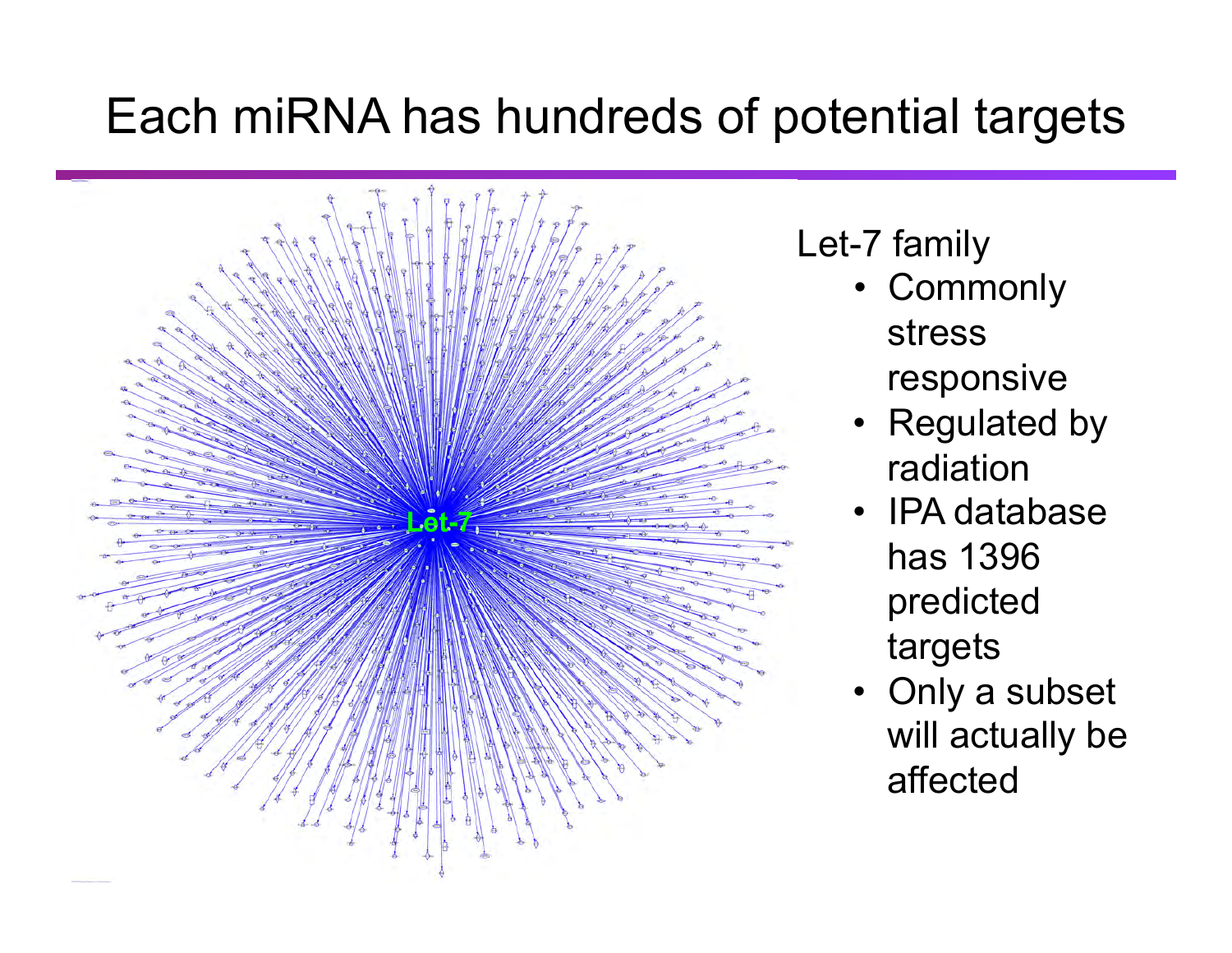# Each miRNA has hundreds of potential targets

Let-7

Let-7 family

- Commonly stress responsive
- Regulated by radiation
- IPA database has 1396 predicted targets
- Only a subset will actually be affected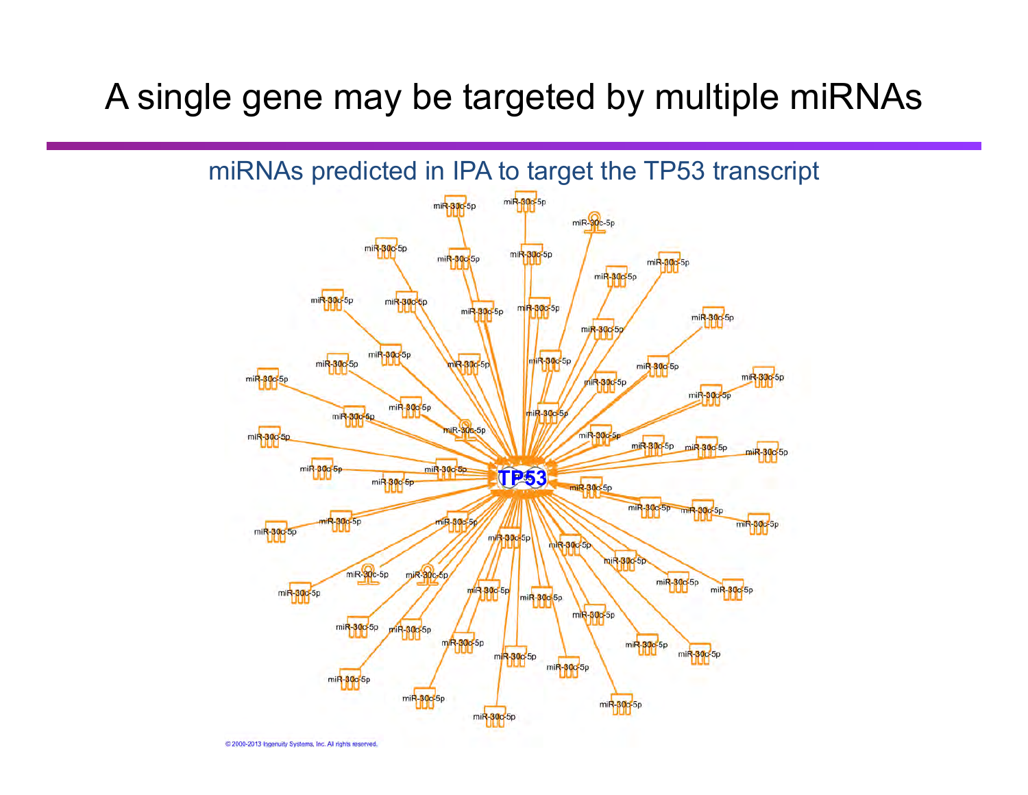# A single gene may be targeted by multiple miRNAs

miRNAs predicted in IPA to target the TP53 transcript

© 2000-2013 Ingenuity Systems, Inc. All rights reserved.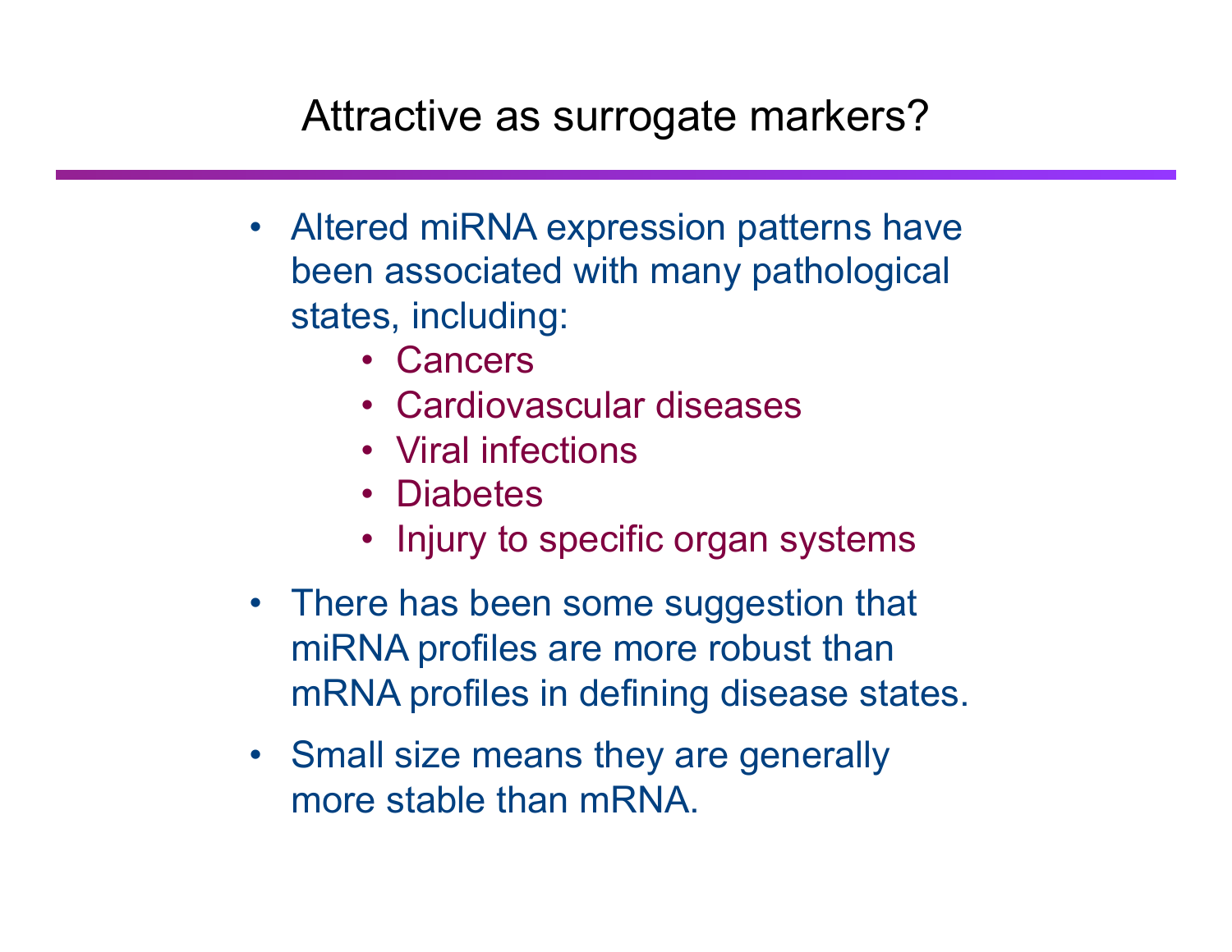# Attractive as surrogate markers?

- Altered miRNA expression patterns have been associated with many pathological states, including:
  - Cancers
  - Cardiovascular diseases
  - Viral infections
  - Diabetes
  - Injury to specific organ systems
- There has been some suggestion that miRNA profiles are more robust than mRNA profiles in defining disease states.
- Small size means they are generally more stable than mRNA.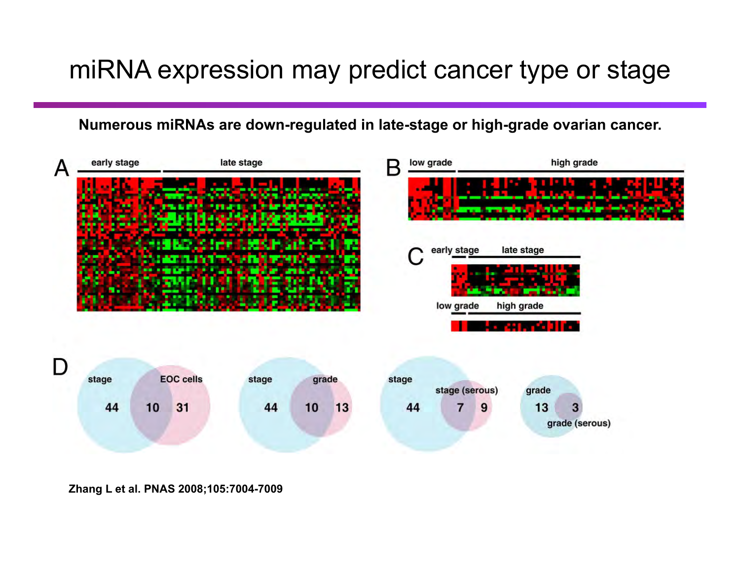# miRNA expression may predict cancer type or stage

**Numerous miRNAs are down-regulated in late-stage or high-grade ovarian cancer.**

A early stage late stage

B low grade high grade

C early stage late stage

low grade high grade

D

stage 44 10 31 EOC cells

stage 44 10 13 grade

stage 44 7 9 stage (serous)

grade 13 3 grade (serous)

**Zhang L et al. PNAS 2008;105:7004-7009**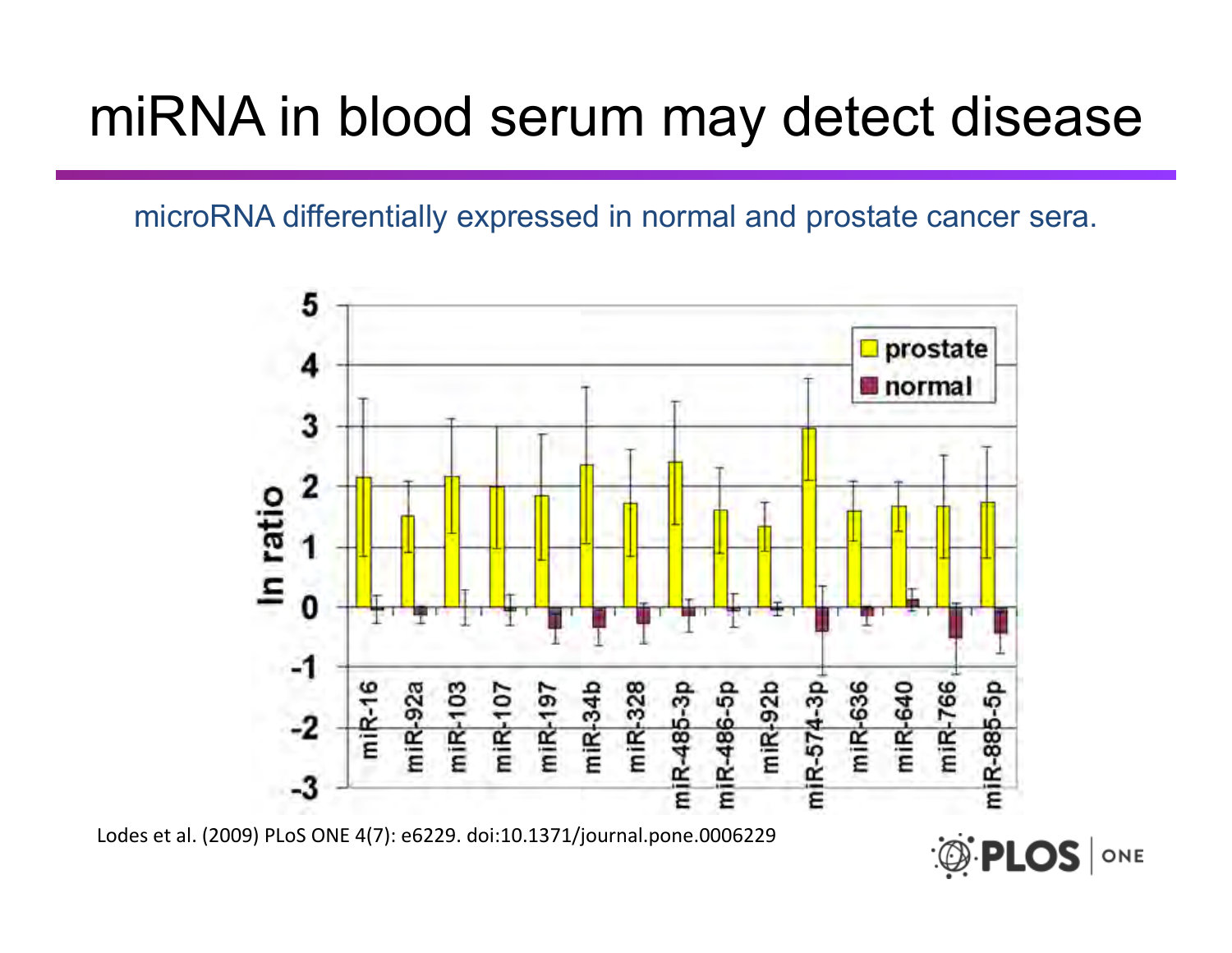# miRNA in blood serum may detect disease

microRNA differentially expressed in normal and prostate cancer sera.

Lodes et al. (2009) PLoS ONE 4(7): e6229. doi:10.1371/journal.pone.0006229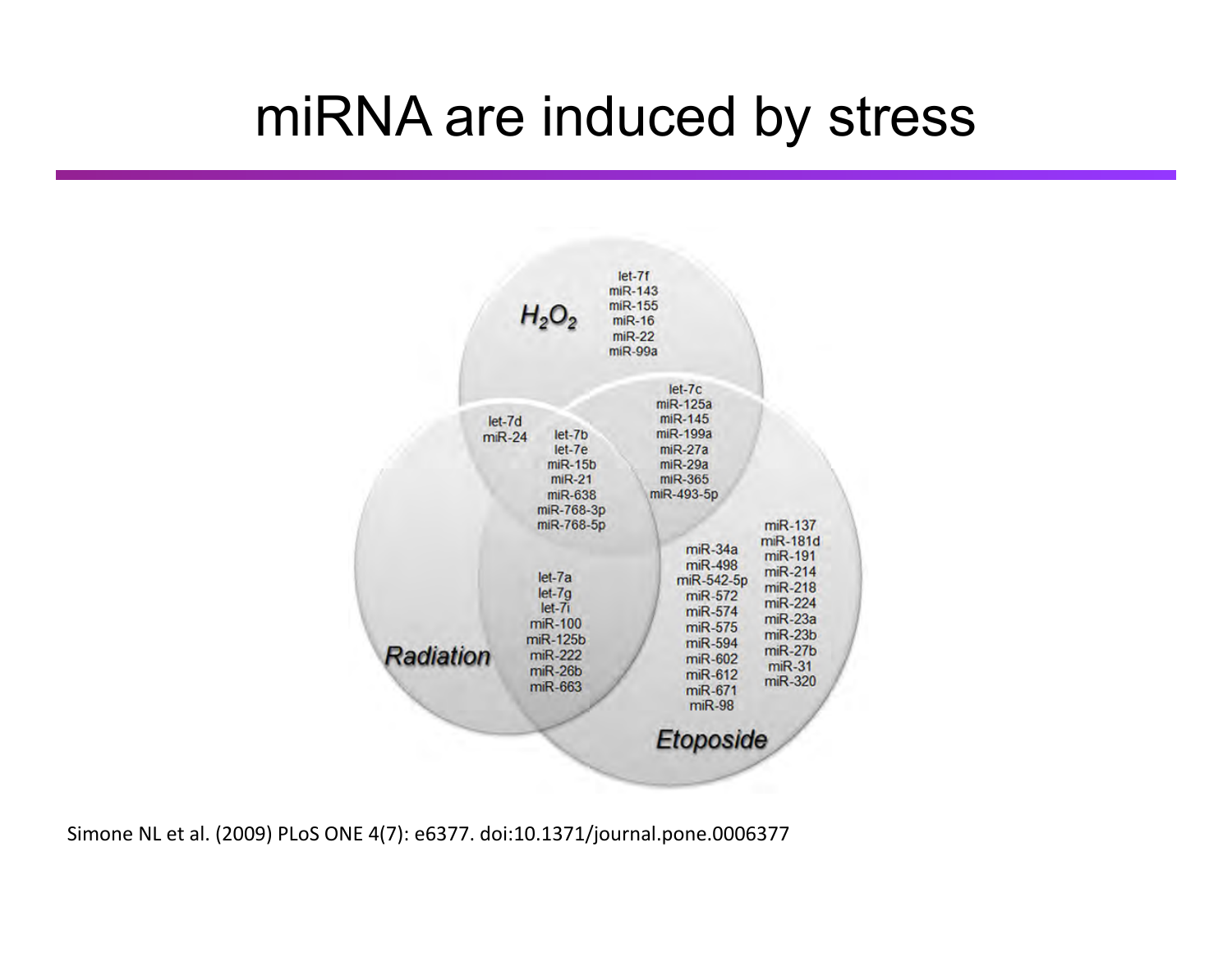# miRNA are induced by stress

$H_2O_2$

let-7f
miR-143
miR-155
miR-16
miR-22
miR-99a

let-7c
miR-125a
miR-145
miR-199a
miR-27a
miR-29a
miR-365
miR-493-5p

let-7d
miR-24

let-7b
let-7e
miR-15b
miR-21
miR-638
miR-768-3p
miR-768-5p

let-7a
let-7g
let-7i
miR-100
miR-125b
miR-222
miR-26b
miR-663

Radiation

miR-34a
miR-498
miR-542-5p
miR-572
miR-574
miR-575
miR-594
miR-602
miR-612
miR-671
miR-98

miR-137
miR-181d
miR-191
miR-214
miR-218
miR-224
miR-23a
miR-23b
miR-27b
miR-31
miR-320

Etoposide

Simone NL et al. (2009) PLoS ONE 4(7): e6377. doi:10.1371/journal.pone.0006377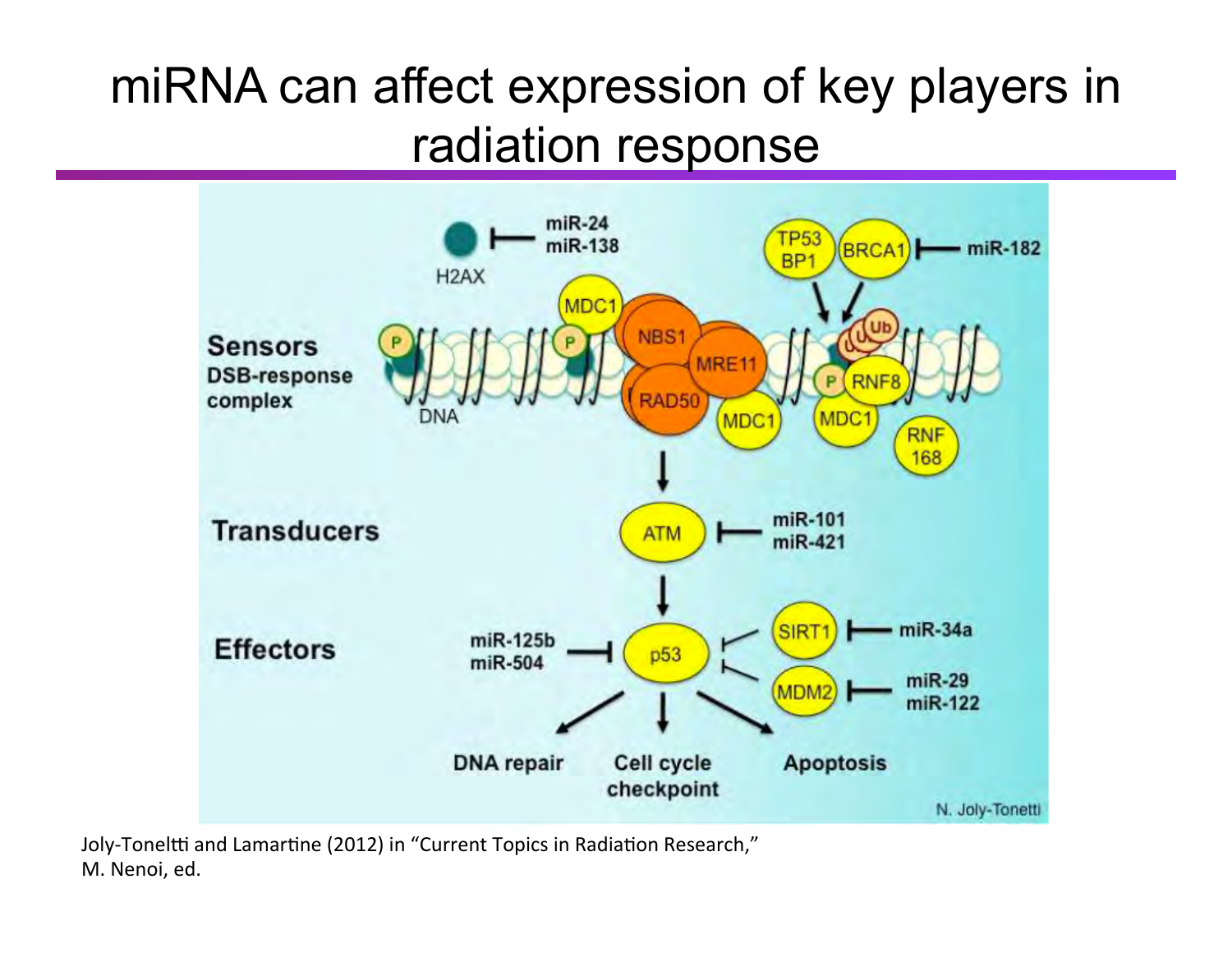# miRNA can affect expression of key players in radiation response

Joly-Toneltti and Lamartine (2012) in "Current Topics in Radiation Research," M. Nenoi, ed.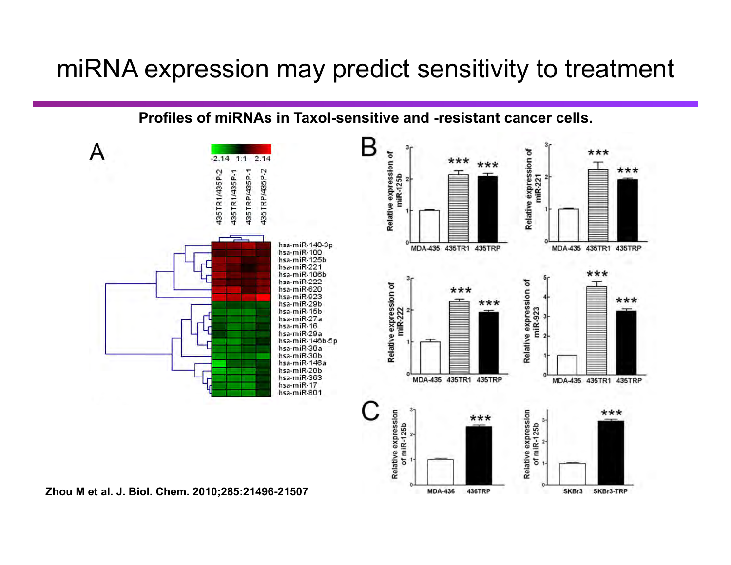# miRNA expression may predict sensitivity to treatment

**Profiles of miRNAs in Taxol-sensitive and -resistant cancer cells.**

**Zhou M et al. J. Biol. Chem. 2010;285:21496-21507**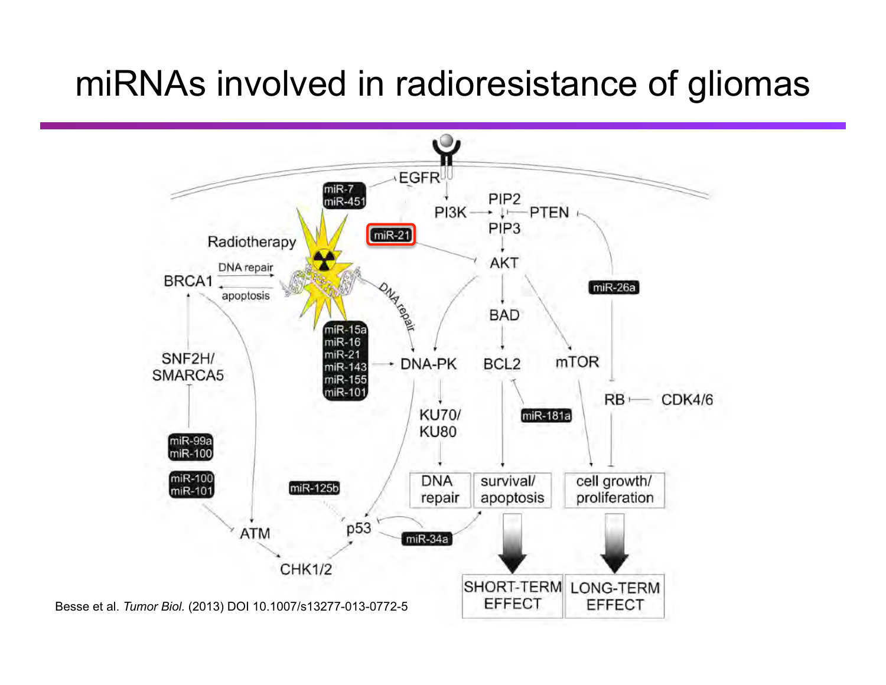# miRNAs involved in radioresistance of gliomas

Besse et al. *Tumor Biol.* (2013) DOI 10.1007/s13277-013-0772-5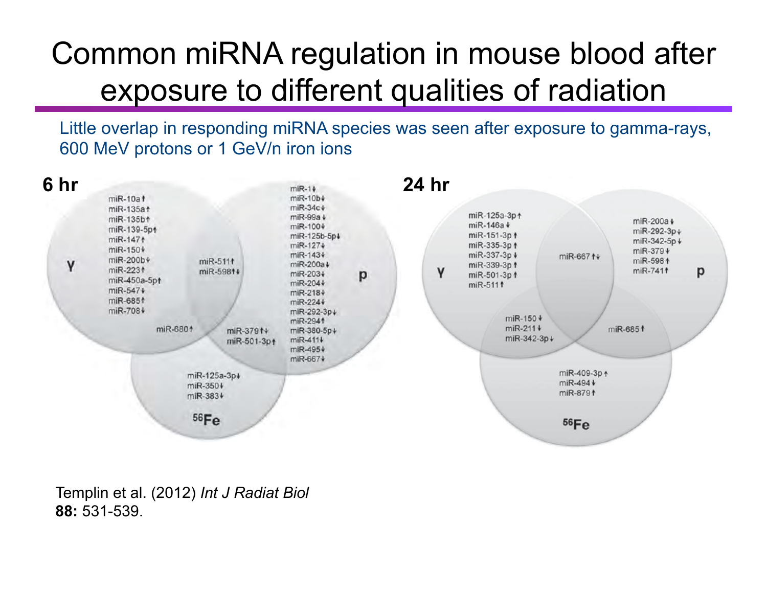# Common miRNA regulation in mouse blood after exposure to different qualities of radiation

Little overlap in responding miRNA species was seen after exposure to gamma-rays, 600 MeV protons or 1 GeV/n iron ions

**6 hr**

γ only: miR-10a↑, miR-135a↑, miR-135b↑, miR-139-5p↑, miR-147↑, miR-150↓, miR-200b↓, miR-223↑, miR-450a-5p↑, miR-547↓, miR-685↑, miR-708↓

γ and p: miR-511↑, miR-598↑↓

γ and $^{56}$Fe: miR-680↑

p and $^{56}$Fe: miR-379↑↓, miR-501-3p↑

p only: miR-1↓, miR-10b↓, miR-34c↓, miR-99a↓, miR-100↓, miR-125b-5p↓, miR-127↓, miR-143↓, miR-200a↓, miR-203↓, miR-204↓, miR-218↓, miR-224↓, miR-292-3p↓, miR-294↑, miR-380-5p↓, miR-411↓, miR-495↓, miR-667↓

$^{56}$Fe only: miR-125a-3p↓, miR-350↓, miR-383↓

**24 hr**

γ only: miR-125a-3p↑, miR-146a↓, miR-151-3p↑, miR-335-3p↑, miR-337-3p↓, miR-339-3p↑, miR-501-3p↑, miR-511↑

γ and p: miR-667↑↓

γ and $^{56}$Fe: miR-150↓, miR-211↓, miR-342-3p↓

p and $^{56}$Fe: miR-685↑

p only: miR-200a↓, miR-292-3p↓, miR-342-5p↓, miR-379↓, miR-598↑, miR-741↑

$^{56}$Fe only: miR-409-3p↑, miR-494↓, miR-879↑

Templin et al. (2012) *Int J Radiat Biol* **88:** 531-539.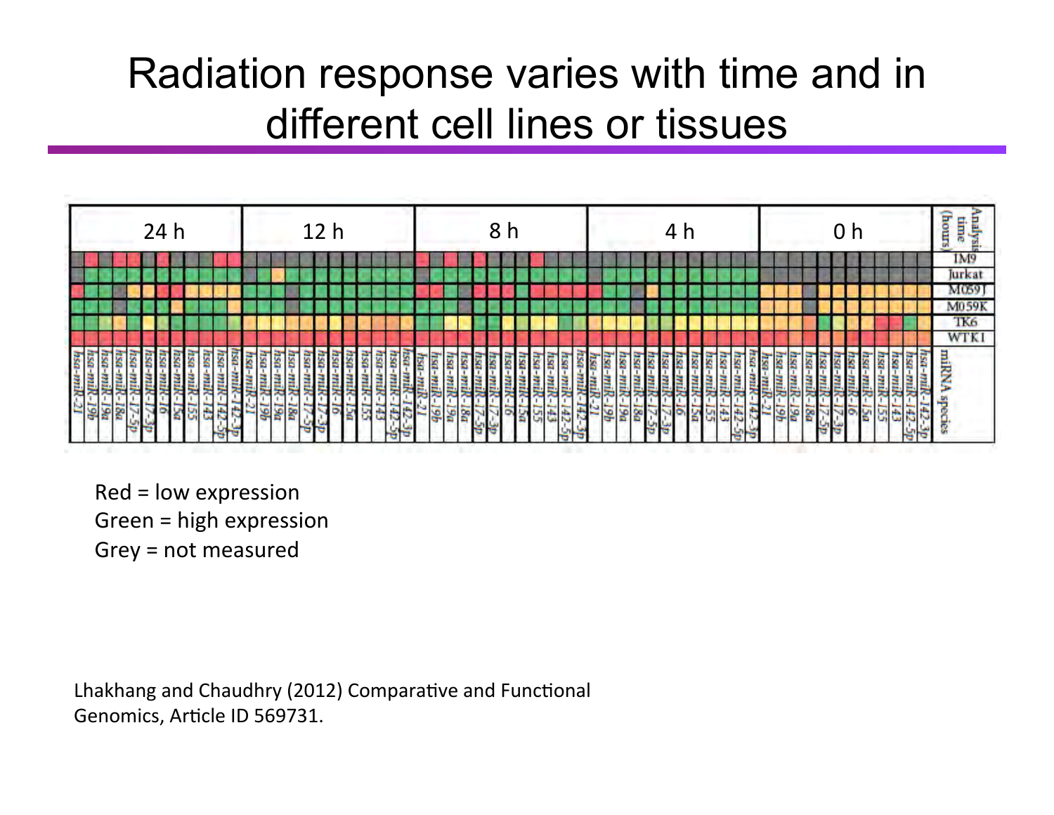# Radiation response varies with time and in different cell lines or tissues

| Analysis time (hours) | 24 h | 12 h | 8 h | 4 h | 0 h |
|---|---|---|---|---|---|
| IM9 | | | | | |
| Jurkat | | | | | |
| M059J | | | | | |
| M059K | | | | | |
| TK6 | | | | | |
| WTK1 | | | | | |
| miRNA species | hsa-miR-21, hsa-miR-19b, hsa-miR-19a, hsa-miR-18a, hsa-miR-17-5p, hsa-miR-17-3p, hsa-miR-16, hsa-miR-15a, hsa-miR-155, hsa-miR-143, hsa-miR-142-5p, hsa-miR-142-3p | hsa-miR-21, hsa-miR-19b, hsa-miR-19a, hsa-miR-18a, hsa-miR-17-5p, hsa-miR-17-3p, hsa-miR-16, hsa-miR-15a, hsa-miR-155, hsa-miR-143, hsa-miR-142-5p, hsa-miR-142-3p | hsa-miR-21, hsa-miR-19b, hsa-miR-19a, hsa-miR-18a, hsa-miR-17-5p, hsa-miR-17-3p, hsa-miR-16, hsa-miR-15a, hsa-miR-155, hsa-miR-143, hsa-miR-142-5p, hsa-miR-142-3p | hsa-miR-21, hsa-miR-19b, hsa-miR-19a, hsa-miR-18a, hsa-miR-17-5p, hsa-miR-17-3p, hsa-miR-16, hsa-miR-15a, hsa-miR-155, hsa-miR-143, hsa-miR-142-5p, hsa-miR-142-3p | hsa-miR-21, hsa-miR-19b, hsa-miR-19a, hsa-miR-18a, hsa-miR-17-5p, hsa-miR-17-3p, hsa-miR-16, hsa-miR-15a, hsa-miR-155, hsa-miR-143, hsa-miR-142-5p, hsa-miR-142-3p |

Red = low expression
Green = high expression
Grey = not measured

Lhakhang and Chaudhry (2012) Comparative and Functional Genomics, Article ID 569731.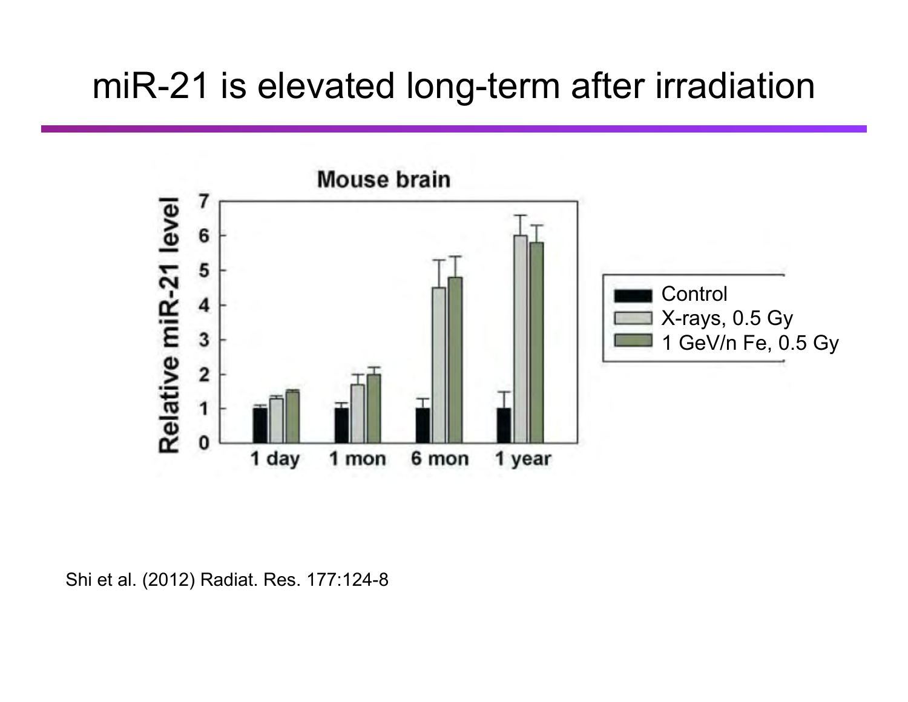# miR-21 is elevated long-term after irradiation

Mouse brain

Relative miR-21 level

1 day 1 mon 6 mon 1 year

Control
X-rays, 0.5 Gy
1 GeV/n Fe, 0.5 Gy

Shi et al. (2012) Radiat. Res. 177:124-8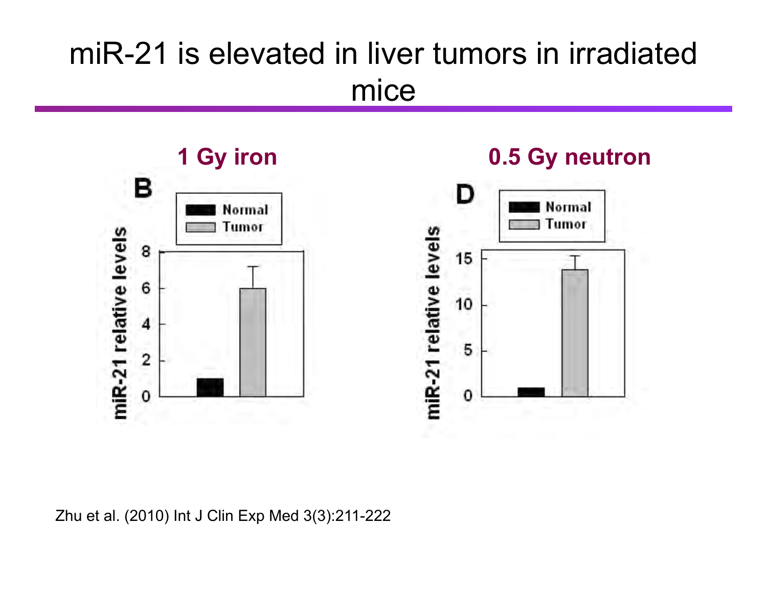# miR-21 is elevated in liver tumors in irradiated mice

**1 Gy iron**

**0.5 Gy neutron**

Zhu et al. (2010) Int J Clin Exp Med 3(3):211-222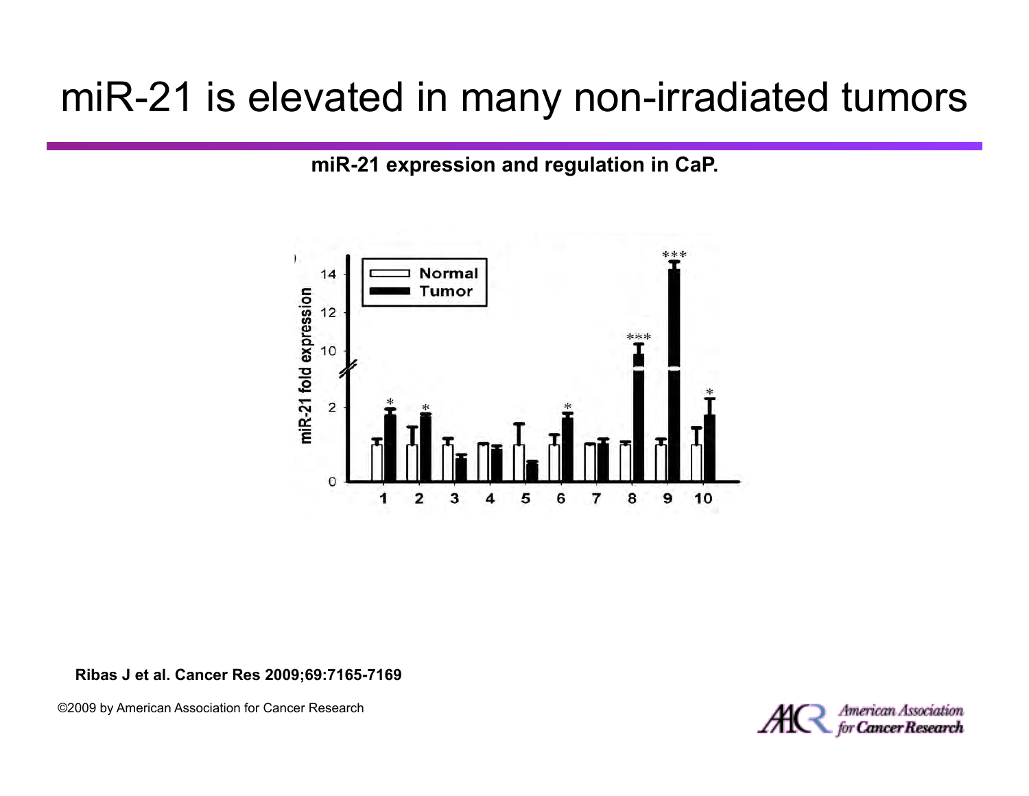# miR-21 is elevated in many non-irradiated tumors

**miR-21 expression and regulation in CaP.**

**Ribas J et al. Cancer Res 2009;69:7165-7169**

©2009 by American Association for Cancer Research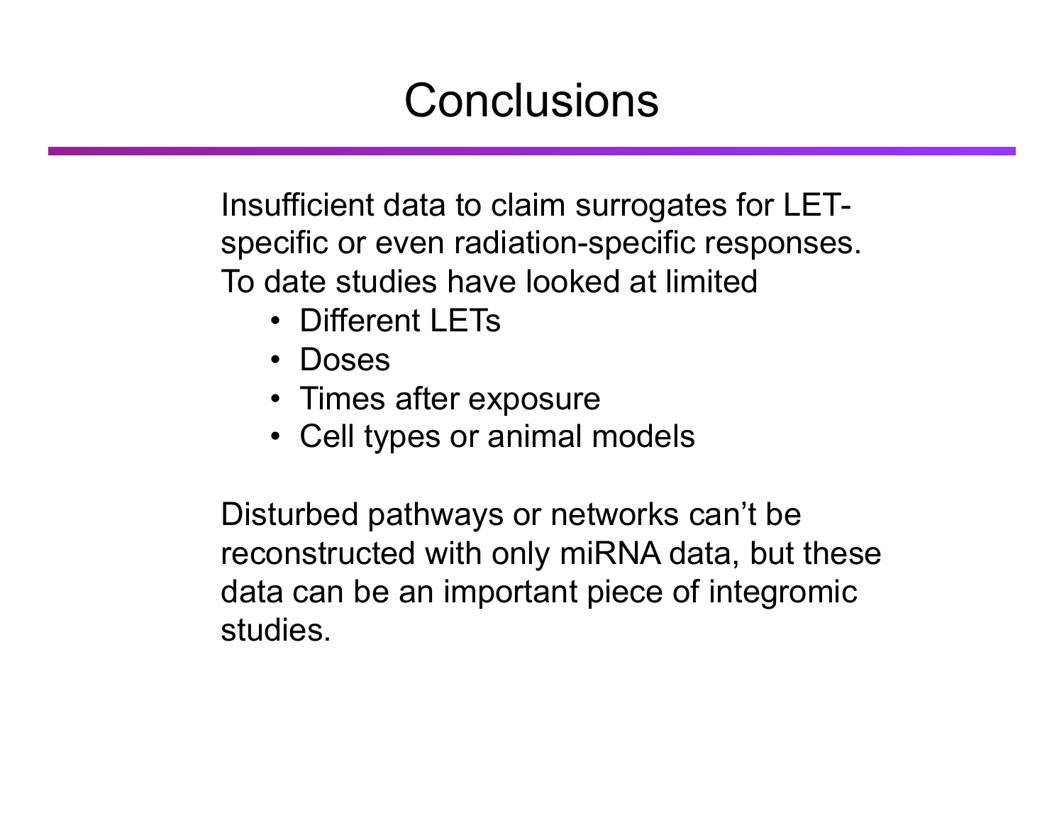# Conclusions

Insufficient data to claim surrogates for LET-specific or even radiation-specific responses. To date studies have looked at limited

- Different LETs
- Doses
- Times after exposure
- Cell types or animal models

Disturbed pathways or networks can't be reconstructed with only miRNA data, but these data can be an important piece of integromic studies.